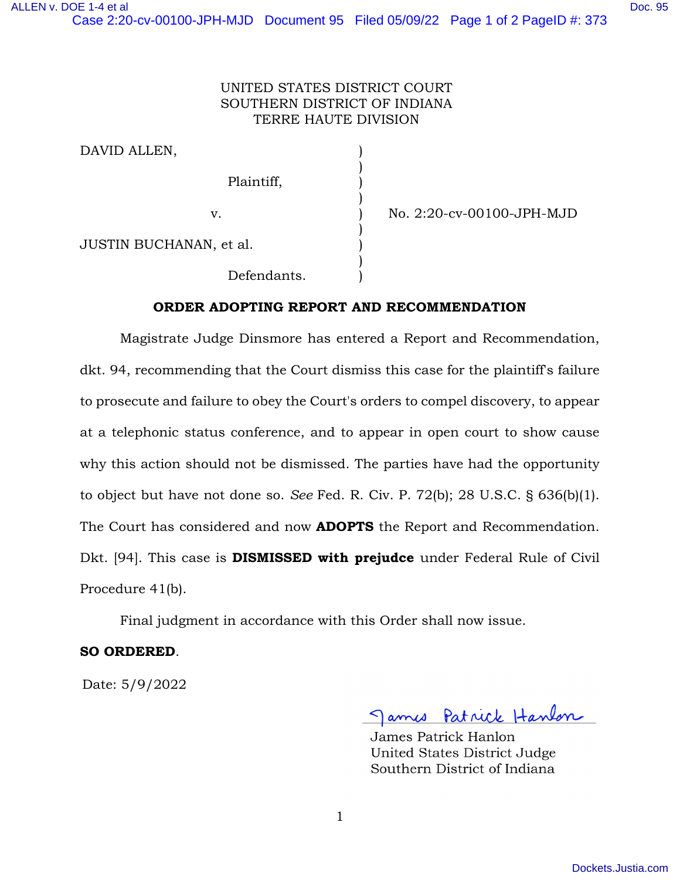UNITED STATES DISTRICT COURT
SOUTHERN DISTRICT OF INDIANA
TERRE HAUTE DIVISION

| | | |
|---|---|---|
| DAVID ALLEN, | ) | |
| Plaintiff, | ) | |
| v. | ) | No. 2:20-cv-00100-JPH-MJD |
| JUSTIN BUCHANAN, et al. | ) | |
| Defendants. | ) | |

**ORDER ADOPTING REPORT AND RECOMMENDATION**

Magistrate Judge Dinsmore has entered a Report and Recommendation, dkt. 94, recommending that the Court dismiss this case for the plaintiff's failure to prosecute and failure to obey the Court's orders to compel discovery, to appear at a telephonic status conference, and to appear in open court to show cause why this action should not be dismissed. The parties have had the opportunity to object but have not done so. *See* Fed. R. Civ. P. 72(b); 28 U.S.C. § 636(b)(1). The Court has considered and now **ADOPTS** the Report and Recommendation. Dkt. [94]. This case is **DISMISSED with prejudce** under Federal Rule of Civil Procedure 41(b).

Final judgment in accordance with this Order shall now issue.

**SO ORDERED**.

Date: 5/9/2022

James Patrick Hanlon
United States District Judge
Southern District of Indiana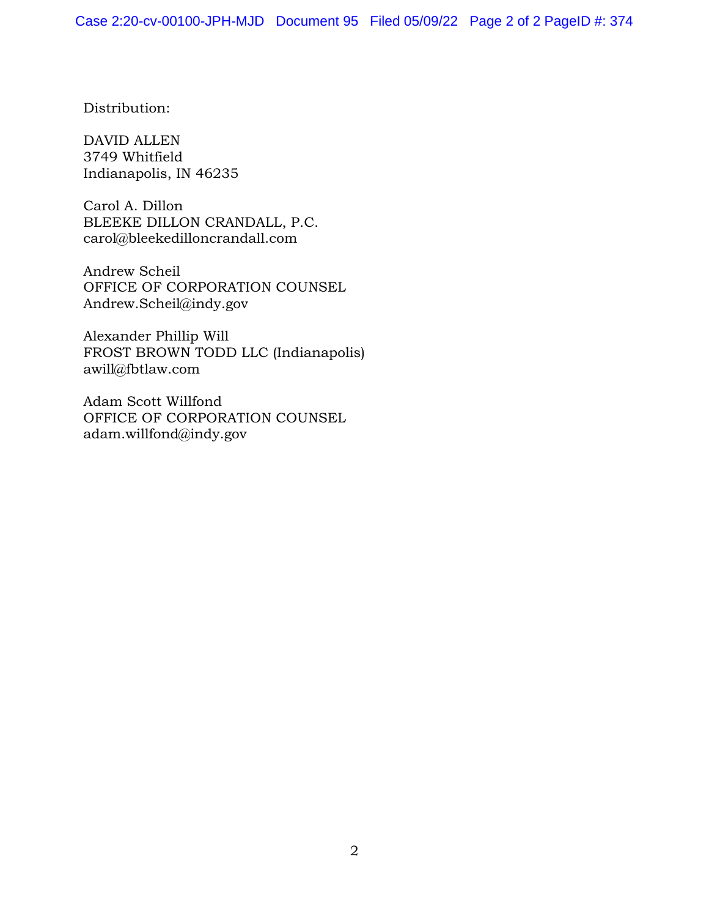Distribution:

DAVID ALLEN
3749 Whitfield
Indianapolis, IN 46235

Carol A. Dillon
BLEEKE DILLON CRANDALL, P.C.
carol@bleekedilloncrandall.com

Andrew Scheil
OFFICE OF CORPORATION COUNSEL
Andrew.Scheil@indy.gov

Alexander Phillip Will
FROST BROWN TODD LLC (Indianapolis)
awill@fbtlaw.com

Adam Scott Willfond
OFFICE OF CORPORATION COUNSEL
adam.willfond@indy.gov